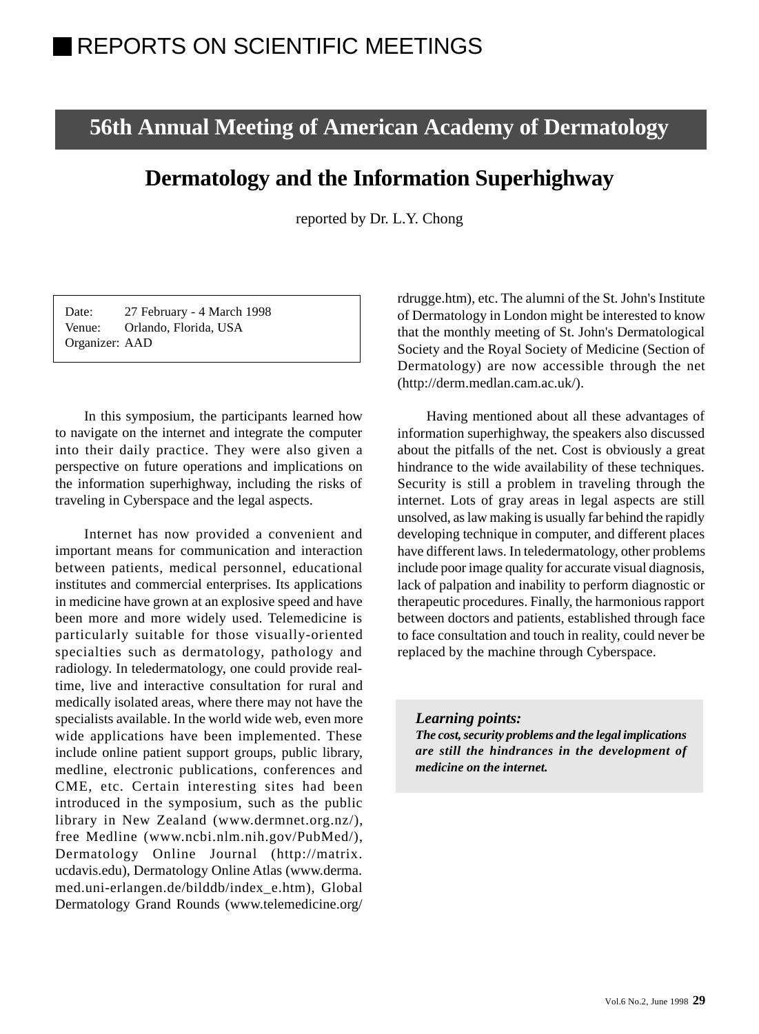# REPORTS ON SCIENTIFIC MEETINGS

## 56th Annual Meeting of American Academy of Dermatology

## Dermatology and the Information Superhighway

reported by Dr. L.Y. Chong

Date: 27 February - 4 March 1998
Venue: Orlando, Florida, USA
Organizer: AAD

In this symposium, the participants learned how to navigate on the internet and integrate the computer into their daily practice. They were also given a perspective on future operations and implications on the information superhighway, including the risks of traveling in Cyberspace and the legal aspects.

Internet has now provided a convenient and important means for communication and interaction between patients, medical personnel, educational institutes and commercial enterprises. Its applications in medicine have grown at an explosive speed and have been more and more widely used. Telemedicine is particularly suitable for those visually-oriented specialties such as dermatology, pathology and radiology. In teledermatology, one could provide real-time, live and interactive consultation for rural and medically isolated areas, where there may not have the specialists available. In the world wide web, even more wide applications have been implemented. These include online patient support groups, public library, medline, electronic publications, conferences and CME, etc. Certain interesting sites had been introduced in the symposium, such as the public library in New Zealand (www.dermnet.org.nz/), free Medline (www.ncbi.nlm.nih.gov/PubMed/), Dermatology Online Journal (http://matrix.ucdavis.edu), Dermatology Online Atlas (www.derma.med.uni-erlangen.de/bilddb/index_e.htm), Global Dermatology Grand Rounds (www.telemedicine.org/rdrugge.htm), etc. The alumni of the St. John's Institute of Dermatology in London might be interested to know that the monthly meeting of St. John's Dermatological Society and the Royal Society of Medicine (Section of Dermatology) are now accessible through the net (http://derm.medlan.cam.ac.uk/).

Having mentioned about all these advantages of information superhighway, the speakers also discussed about the pitfalls of the net. Cost is obviously a great hindrance to the wide availability of these techniques. Security is still a problem in traveling through the internet. Lots of gray areas in legal aspects are still unsolved, as law making is usually far behind the rapidly developing technique in computer, and different places have different laws. In teledermatology, other problems include poor image quality for accurate visual diagnosis, lack of palpation and inability to perform diagnostic or therapeutic procedures. Finally, the harmonious rapport between doctors and patients, established through face to face consultation and touch in reality, could never be replaced by the machine through Cyberspace.

***Learning points:***
***The cost, security problems and the legal implications are still the hindrances in the development of medicine on the internet.***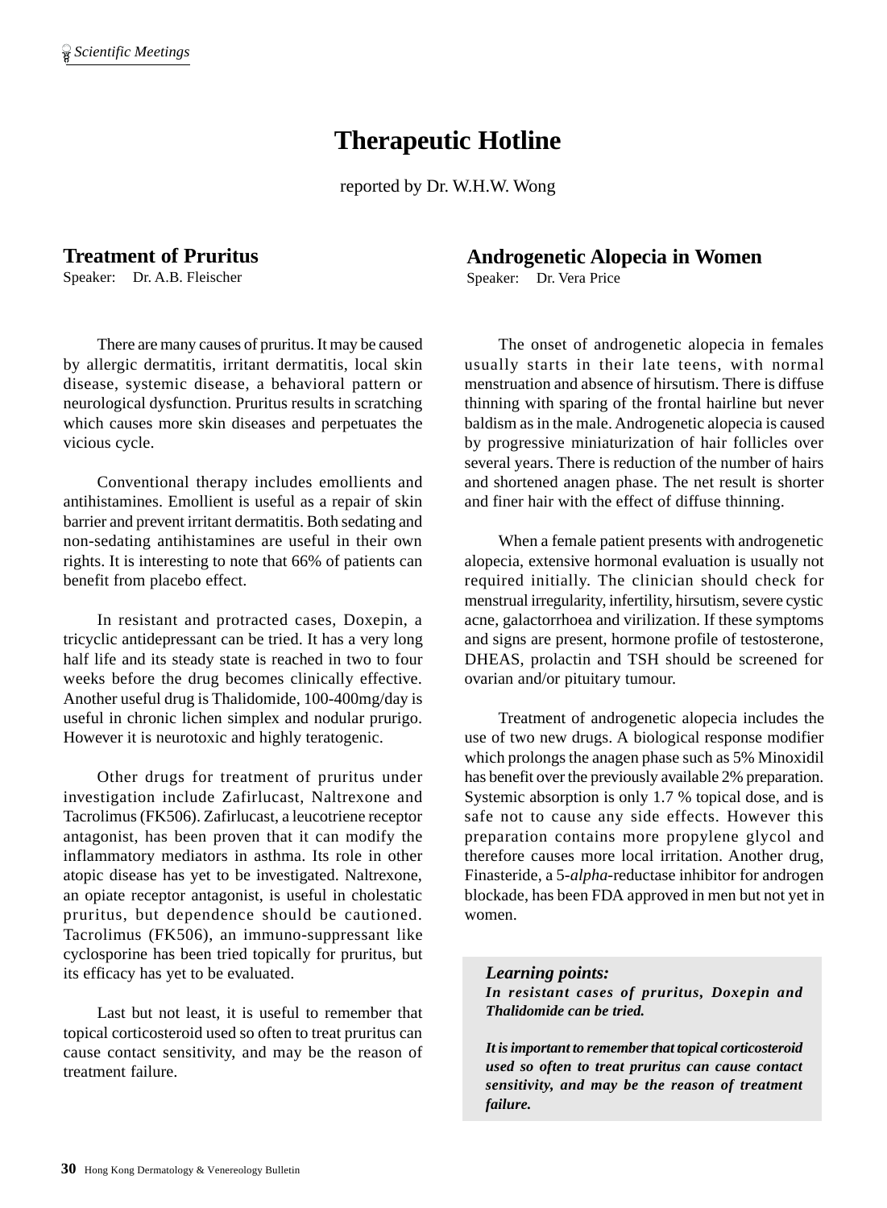# Therapeutic Hotline

reported by Dr. W.H.W. Wong

## Treatment of Pruritus

Speaker: Dr. A.B. Fleischer

There are many causes of pruritus. It may be caused by allergic dermatitis, irritant dermatitis, local skin disease, systemic disease, a behavioral pattern or neurological dysfunction. Pruritus results in scratching which causes more skin diseases and perpetuates the vicious cycle.

Conventional therapy includes emollients and antihistamines. Emollient is useful as a repair of skin barrier and prevent irritant dermatitis. Both sedating and non-sedating antihistamines are useful in their own rights. It is interesting to note that 66% of patients can benefit from placebo effect.

In resistant and protracted cases, Doxepin, a tricyclic antidepressant can be tried. It has a very long half life and its steady state is reached in two to four weeks before the drug becomes clinically effective. Another useful drug is Thalidomide, 100-400mg/day is useful in chronic lichen simplex and nodular prurigo. However it is neurotoxic and highly teratogenic.

Other drugs for treatment of pruritus under investigation include Zafirlucast, Naltrexone and Tacrolimus (FK506). Zafirlucast, a leucotriene receptor antagonist, has been proven that it can modify the inflammatory mediators in asthma. Its role in other atopic disease has yet to be investigated. Naltrexone, an opiate receptor antagonist, is useful in cholestatic pruritus, but dependence should be cautioned. Tacrolimus (FK506), an immuno-suppressant like cyclosporine has been tried topically for pruritus, but its efficacy has yet to be evaluated.

Last but not least, it is useful to remember that topical corticosteroid used so often to treat pruritus can cause contact sensitivity, and may be the reason of treatment failure.

## Androgenetic Alopecia in Women

Speaker: Dr. Vera Price

The onset of androgenetic alopecia in females usually starts in their late teens, with normal menstruation and absence of hirsutism. There is diffuse thinning with sparing of the frontal hairline but never baldism as in the male. Androgenetic alopecia is caused by progressive miniaturization of hair follicles over several years. There is reduction of the number of hairs and shortened anagen phase. The net result is shorter and finer hair with the effect of diffuse thinning.

When a female patient presents with androgenetic alopecia, extensive hormonal evaluation is usually not required initially. The clinician should check for menstrual irregularity, infertility, hirsutism, severe cystic acne, galactorrhoea and virilization. If these symptoms and signs are present, hormone profile of testosterone, DHEAS, prolactin and TSH should be screened for ovarian and/or pituitary tumour.

Treatment of androgenetic alopecia includes the use of two new drugs. A biological response modifier which prolongs the anagen phase such as 5% Minoxidil has benefit over the previously available 2% preparation. Systemic absorption is only 1.7 % topical dose, and is safe not to cause any side effects. However this preparation contains more propylene glycol and therefore causes more local irritation. Another drug, Finasteride, a 5-*alpha*-reductase inhibitor for androgen blockade, has been FDA approved in men but not yet in women.

> ***Learning points:***
>
> ***In resistant cases of pruritus, Doxepin and Thalidomide can be tried.***
>
> ***It is important to remember that topical corticosteroid used so often to treat pruritus can cause contact sensitivity, and may be the reason of treatment failure.***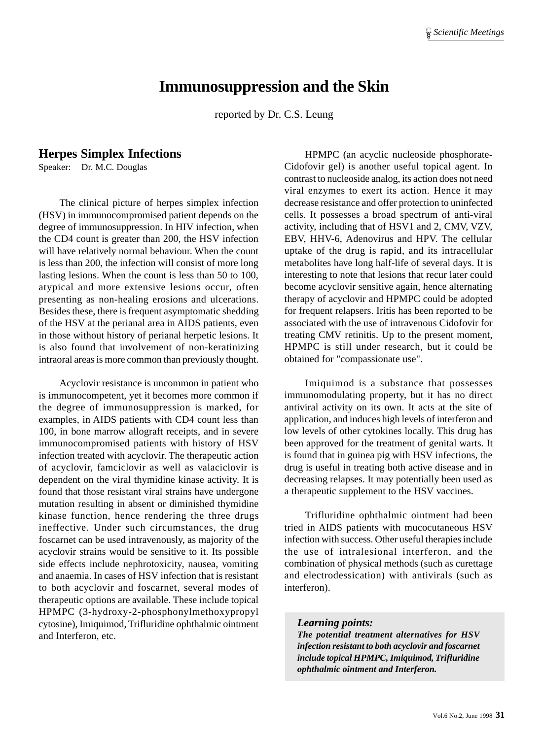# Immunosuppression and the Skin

reported by Dr. C.S. Leung

## Herpes Simplex Infections

Speaker: Dr. M.C. Douglas

The clinical picture of herpes simplex infection (HSV) in immunocompromised patient depends on the degree of immunosuppression. In HIV infection, when the CD4 count is greater than 200, the HSV infection will have relatively normal behaviour. When the count is less than 200, the infection will consist of more long lasting lesions. When the count is less than 50 to 100, atypical and more extensive lesions occur, often presenting as non-healing erosions and ulcerations. Besides these, there is frequent asymptomatic shedding of the HSV at the perianal area in AIDS patients, even in those without history of perianal herpetic lesions. It is also found that involvement of non-keratinizing intraoral areas is more common than previously thought.

Acyclovir resistance is uncommon in patient who is immunocompetent, yet it becomes more common if the degree of immunosuppression is marked, for examples, in AIDS patients with CD4 count less than 100, in bone marrow allograft receipts, and in severe immunocompromised patients with history of HSV infection treated with acyclovir. The therapeutic action of acyclovir, famciclovir as well as valaciclovir is dependent on the viral thymidine kinase activity. It is found that those resistant viral strains have undergone mutation resulting in absent or diminished thymidine kinase function, hence rendering the three drugs ineffective. Under such circumstances, the drug foscarnet can be used intravenously, as majority of the acyclovir strains would be sensitive to it. Its possible side effects include nephrotoxicity, nausea, vomiting and anaemia. In cases of HSV infection that is resistant to both acyclovir and foscarnet, several modes of therapeutic options are available. These include topical HPMPC (3-hydroxy-2-phosphonylmethoxypropyl cytosine), Imiquimod, Trifluridine ophthalmic ointment and Interferon, etc.

HPMPC (an acyclic nucleoside phosphorate-Cidofovir gel) is another useful topical agent. In contrast to nucleoside analog, its action does not need viral enzymes to exert its action. Hence it may decrease resistance and offer protection to uninfected cells. It possesses a broad spectrum of anti-viral activity, including that of HSV1 and 2, CMV, VZV, EBV, HHV-6, Adenovirus and HPV. The cellular uptake of the drug is rapid, and its intracellular metabolites have long half-life of several days. It is interesting to note that lesions that recur later could become acyclovir sensitive again, hence alternating therapy of acyclovir and HPMPC could be adopted for frequent relapsers. Iritis has been reported to be associated with the use of intravenous Cidofovir for treating CMV retinitis. Up to the present moment, HPMPC is still under research, but it could be obtained for "compassionate use".

Imiquimod is a substance that possesses immunomodulating property, but it has no direct antiviral activity on its own. It acts at the site of application, and induces high levels of interferon and low levels of other cytokines locally. This drug has been approved for the treatment of genital warts. It is found that in guinea pig with HSV infections, the drug is useful in treating both active disease and in decreasing relapses. It may potentially been used as a therapeutic supplement to the HSV vaccines.

Trifluridine ophthalmic ointment had been tried in AIDS patients with mucocutaneous HSV infection with success. Other useful therapies include the use of intralesional interferon, and the combination of physical methods (such as curettage and electrodessication) with antivirals (such as interferon).

> ***Learning points:***
>
> ***The potential treatment alternatives for HSV infection resistant to both acyclovir and foscarnet include topical HPMPC, Imiquimod, Trifluridine ophthalmic ointment and Interferon.***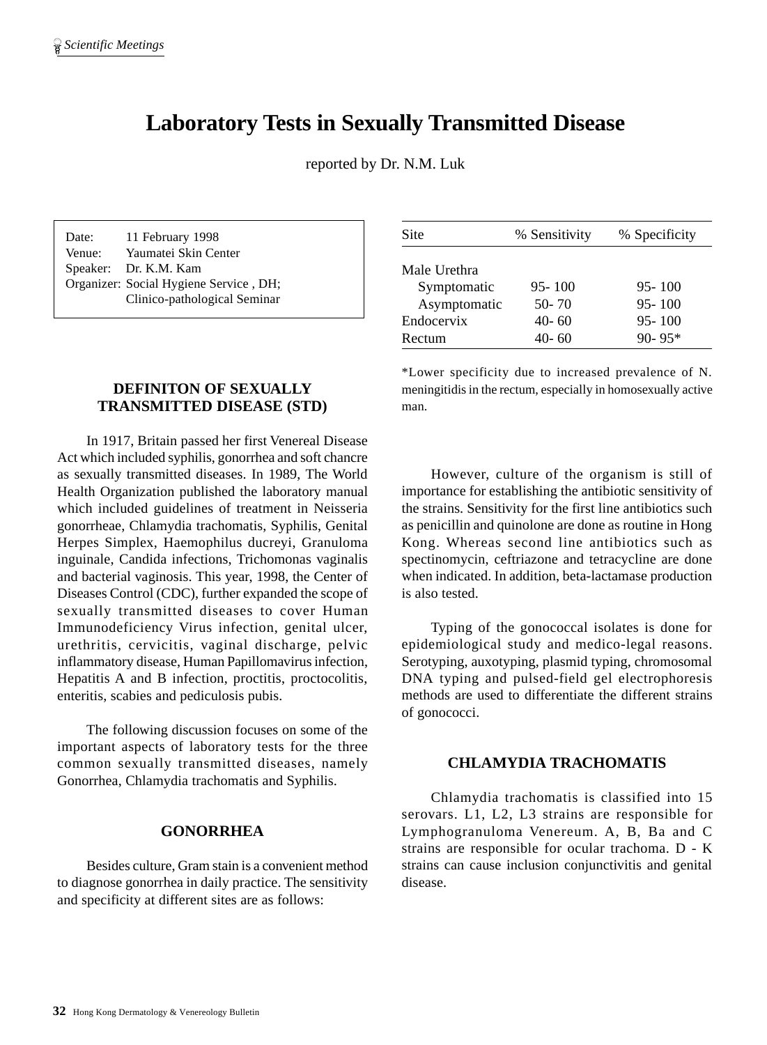# Laboratory Tests in Sexually Transmitted Disease

reported by Dr. N.M. Luk

Date: 11 February 1998
Venue: Yaumatei Skin Center
Speaker: Dr. K.M. Kam
Organizer: Social Hygiene Service , DH; Clinico-pathological Seminar

## DEFINITON OF SEXUALLY TRANSMITTED DISEASE (STD)

In 1917, Britain passed her first Venereal Disease Act which included syphilis, gonorrhea and soft chancre as sexually transmitted diseases. In 1989, The World Health Organization published the laboratory manual which included guidelines of treatment in Neisseria gonorrheae, Chlamydia trachomatis, Syphilis, Genital Herpes Simplex, Haemophilus ducreyi, Granuloma inguinale, Candida infections, Trichomonas vaginalis and bacterial vaginosis. This year, 1998, the Center of Diseases Control (CDC), further expanded the scope of sexually transmitted diseases to cover Human Immunodeficiency Virus infection, genital ulcer, urethritis, cervicitis, vaginal discharge, pelvic inflammatory disease, Human Papillomavirus infection, Hepatitis A and B infection, proctitis, proctocolitis, enteritis, scabies and pediculosis pubis.

The following discussion focuses on some of the important aspects of laboratory tests for the three common sexually transmitted diseases, namely Gonorrhea, Chlamydia trachomatis and Syphilis.

## GONORRHEA

Besides culture, Gram stain is a convenient method to diagnose gonorrhea in daily practice. The sensitivity and specificity at different sites are as follows:

| Site | % Sensitivity | % Specificity |
|---|---|---|
| Male Urethra | | |
| Symptomatic | 95- 100 | 95- 100 |
| Asymptomatic | 50- 70 | 95- 100 |
| Endocervix | 40- 60 | 95- 100 |
| Rectum | 40- 60 | 90- 95* |

*Lower specificity due to increased prevalence of N. meningitidis in the rectum, especially in homosexually active man.

However, culture of the organism is still of importance for establishing the antibiotic sensitivity of the strains. Sensitivity for the first line antibiotics such as penicillin and quinolone are done as routine in Hong Kong. Whereas second line antibiotics such as spectinomycin, ceftriazone and tetracycline are done when indicated. In addition, beta-lactamase production is also tested.

Typing of the gonococcal isolates is done for epidemiological study and medico-legal reasons. Serotyping, auxotyping, plasmid typing, chromosomal DNA typing and pulsed-field gel electrophoresis methods are used to differentiate the different strains of gonococci.

## CHLAMYDIA TRACHOMATIS

Chlamydia trachomatis is classified into 15 serovars. L1, L2, L3 strains are responsible for Lymphogranuloma Venereum. A, B, Ba and C strains are responsible for ocular trachoma. D - K strains can cause inclusion conjunctivitis and genital disease.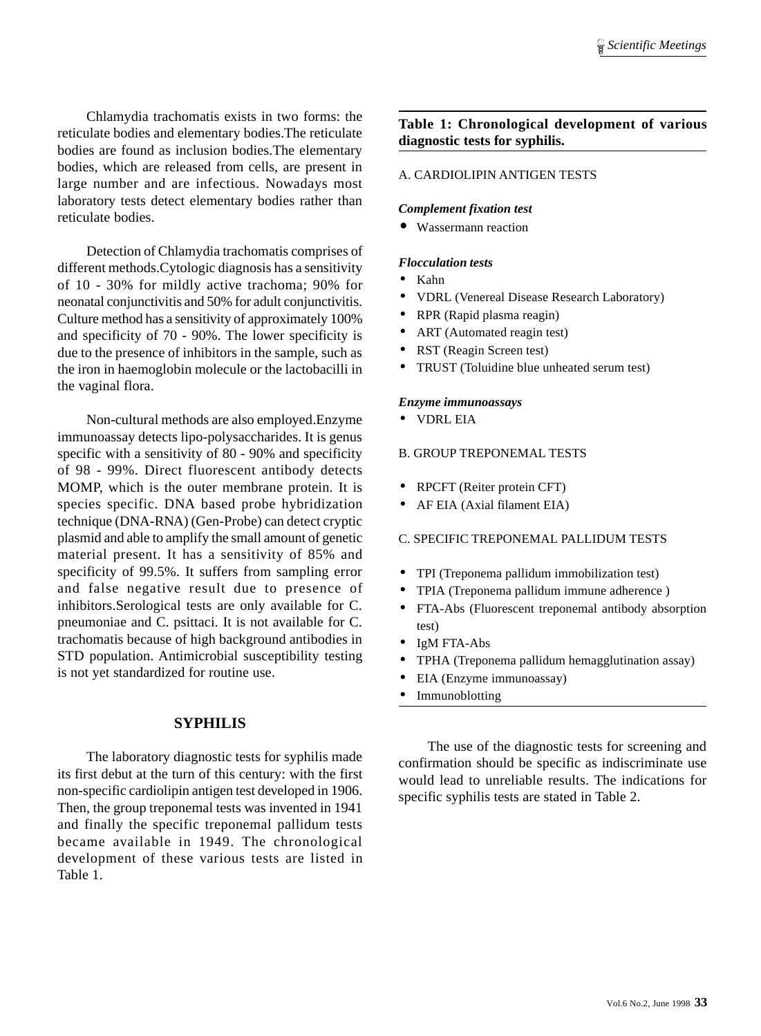Chlamydia trachomatis exists in two forms: the reticulate bodies and elementary bodies.The reticulate bodies are found as inclusion bodies.The elementary bodies, which are released from cells, are present in large number and are infectious. Nowadays most laboratory tests detect elementary bodies rather than reticulate bodies.

Detection of Chlamydia trachomatis comprises of different methods.Cytologic diagnosis has a sensitivity of 10 - 30% for mildly active trachoma; 90% for neonatal conjunctivitis and 50% for adult conjunctivitis. Culture method has a sensitivity of approximately 100% and specificity of 70 - 90%. The lower specificity is due to the presence of inhibitors in the sample, such as the iron in haemoglobin molecule or the lactobacilli in the vaginal flora.

Non-cultural methods are also employed.Enzyme immunoassay detects lipo-polysaccharides. It is genus specific with a sensitivity of 80 - 90% and specificity of 98 - 99%. Direct fluorescent antibody detects MOMP, which is the outer membrane protein. It is species specific. DNA based probe hybridization technique (DNA-RNA) (Gen-Probe) can detect cryptic plasmid and able to amplify the small amount of genetic material present. It has a sensitivity of 85% and specificity of 99.5%. It suffers from sampling error and false negative result due to presence of inhibitors.Serological tests are only available for C. pneumoniae and C. psittaci. It is not available for C. trachomatis because of high background antibodies in STD population. Antimicrobial susceptibility testing is not yet standardized for routine use.

## SYPHILIS

The laboratory diagnostic tests for syphilis made its first debut at the turn of this century: with the first non-specific cardiolipin antigen test developed in 1906. Then, the group treponemal tests was invented in 1941 and finally the specific treponemal pallidum tests became available in 1949. The chronological development of these various tests are listed in Table 1.

**Table 1: Chronological development of various diagnostic tests for syphilis.**

A. CARDIOLIPIN ANTIGEN TESTS

***Complement fixation test***

- Wassermann reaction

***Flocculation tests***

- Kahn
- VDRL (Venereal Disease Research Laboratory)
- RPR (Rapid plasma reagin)
- ART (Automated reagin test)
- RST (Reagin Screen test)
- TRUST (Toluidine blue unheated serum test)

***Enzyme immunoassays***

- VDRL EIA

B. GROUP TREPONEMAL TESTS

- RPCFT (Reiter protein CFT)
- AF EIA (Axial filament EIA)

C. SPECIFIC TREPONEMAL PALLIDUM TESTS

- TPI (Treponema pallidum immobilization test)
- TPIA (Treponema pallidum immune adherence )
- FTA-Abs (Fluorescent treponemal antibody absorption test)
- IgM FTA-Abs
- TPHA (Treponema pallidum hemagglutination assay)
- EIA (Enzyme immunoassay)
- Immunoblotting

The use of the diagnostic tests for screening and confirmation should be specific as indiscriminate use would lead to unreliable results. The indications for specific syphilis tests are stated in Table 2.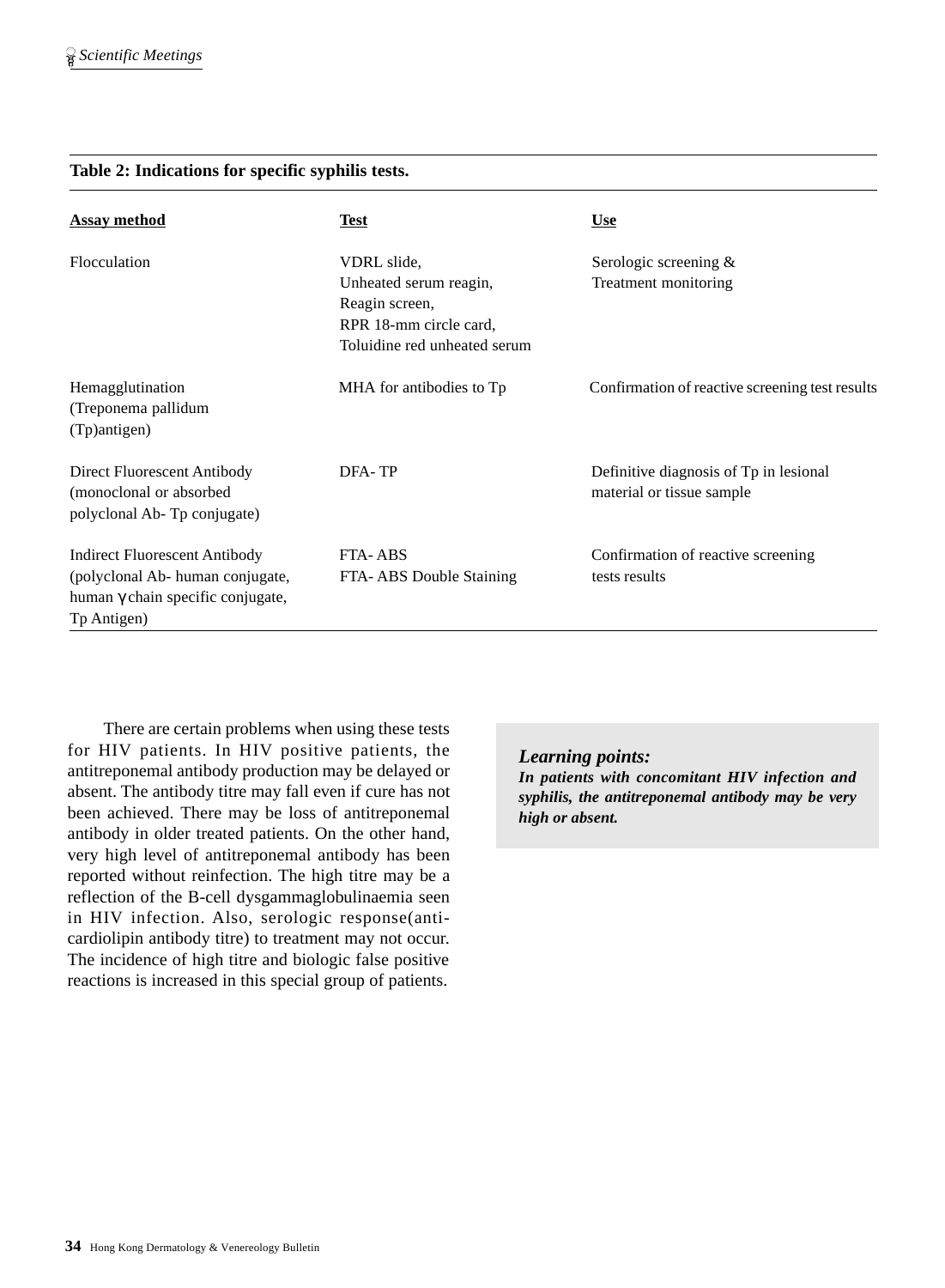**Table 2: Indications for specific syphilis tests.**

| Assay method | Test | Use |
|---|---|---|
| Flocculation | VDRL slide, Unheated serum reagin, Reagin screen, RPR 18-mm circle card, Toluidine red unheated serum | Serologic screening & Treatment monitoring |
| Hemagglutination (Treponema pallidum (Tp)antigen) | MHA for antibodies to Tp | Confirmation of reactive screening test results |
| Direct Fluorescent Antibody (monoclonal or absorbed polyclonal Ab- Tp conjugate) | DFA- TP | Definitive diagnosis of Tp in lesional material or tissue sample |
| Indirect Fluorescent Antibody (polyclonal Ab- human conjugate, human γ chain specific conjugate, Tp Antigen) | FTA- ABS<br>FTA- ABS Double Staining | Confirmation of reactive screening tests results |

There are certain problems when using these tests for HIV patients. In HIV positive patients, the antitreponemal antibody production may be delayed or absent. The antibody titre may fall even if cure has not been achieved. There may be loss of antitreponemal antibody in older treated patients. On the other hand, very high level of antitreponemal antibody has been reported without reinfection. The high titre may be a reflection of the B-cell dysgammaglobulinaemia seen in HIV infection. Also, serologic response(anti-cardiolipin antibody titre) to treatment may not occur. The incidence of high titre and biologic false positive reactions is increased in this special group of patients.

***Learning points:***

***In patients with concomitant HIV infection and syphilis, the antitreponemal antibody may be very high or absent.***